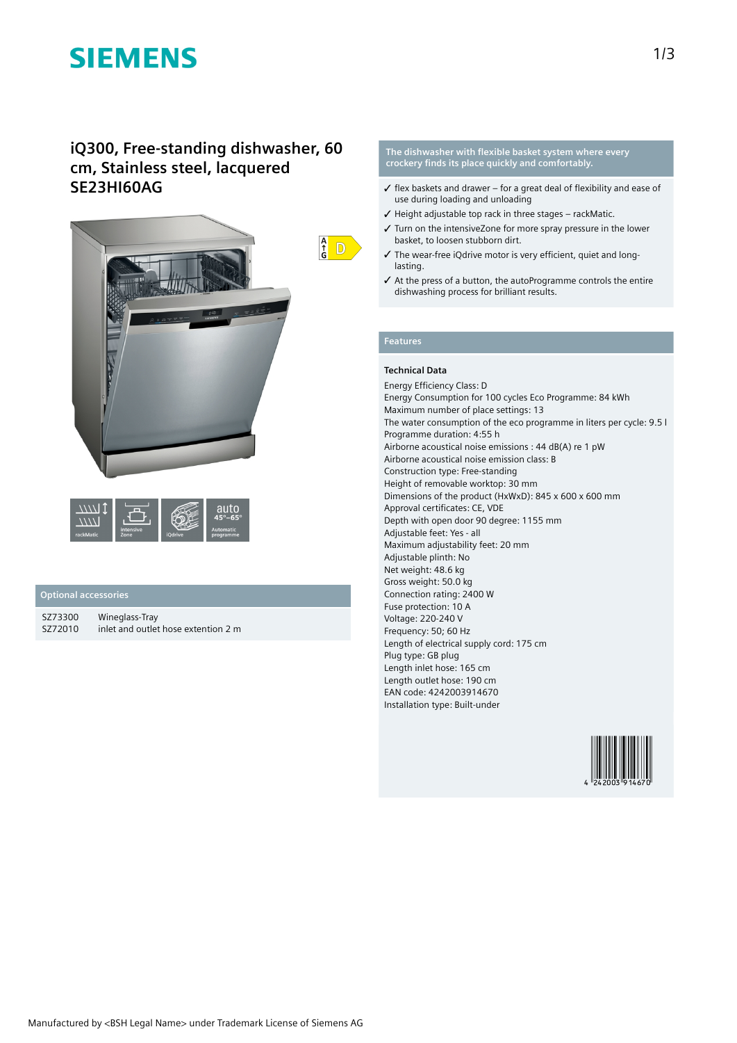# SIEMENS

## iQ300, Free-standing dishwasher, 60 cm, Stainless steel, lacquered SE23HI60AG

rackMatic | intensive Zone | iQdrive | auto 45°–65° Automatic programme

### Optional accessories

| | |
|---|---|
| SZ73300 | Wineglass-Tray |
| SZ72010 | inlet and outlet hose extention 2 m |

### The dishwasher with flexible basket system where every crockery finds its place quickly and comfortably.

- ✓ flex baskets and drawer – for a great deal of flexibility and ease of use during loading and unloading
- ✓ Height adjustable top rack in three stages – rackMatic.
- ✓ Turn on the intensiveZone for more spray pressure in the lower basket, to loosen stubborn dirt.
- ✓ The wear-free iQdrive motor is very efficient, quiet and long-lasting.
- ✓ At the press of a button, the autoProgramme controls the entire dishwashing process for brilliant results.

### Features

**Technical Data**

Energy Efficiency Class: D
Energy Consumption for 100 cycles Eco Programme: 84 kWh
Maximum number of place settings: 13
The water consumption of the eco programme in liters per cycle: 9.5 l
Programme duration: 4:55 h
Airborne acoustical noise emissions : 44 dB(A) re 1 pW
Airborne acoustical noise emission class: B
Construction type: Free-standing
Height of removable worktop: 30 mm
Dimensions of the product (HxWxD): 845 x 600 x 600 mm
Approval certificates: CE, VDE
Depth with open door 90 degree: 1155 mm
Adjustable feet: Yes - all
Maximum adjustability feet: 20 mm
Adjustable plinth: No
Net weight: 48.6 kg
Gross weight: 50.0 kg
Connection rating: 2400 W
Fuse protection: 10 A
Voltage: 220-240 V
Frequency: 50; 60 Hz
Length of electrical supply cord: 175 cm
Plug type: GB plug
Length inlet hose: 165 cm
Length outlet hose: 190 cm
EAN code: 4242003914670
Installation type: Built-under

4 242003 914670

Manufactured by <BSH Legal Name> under Trademark License of Siemens AG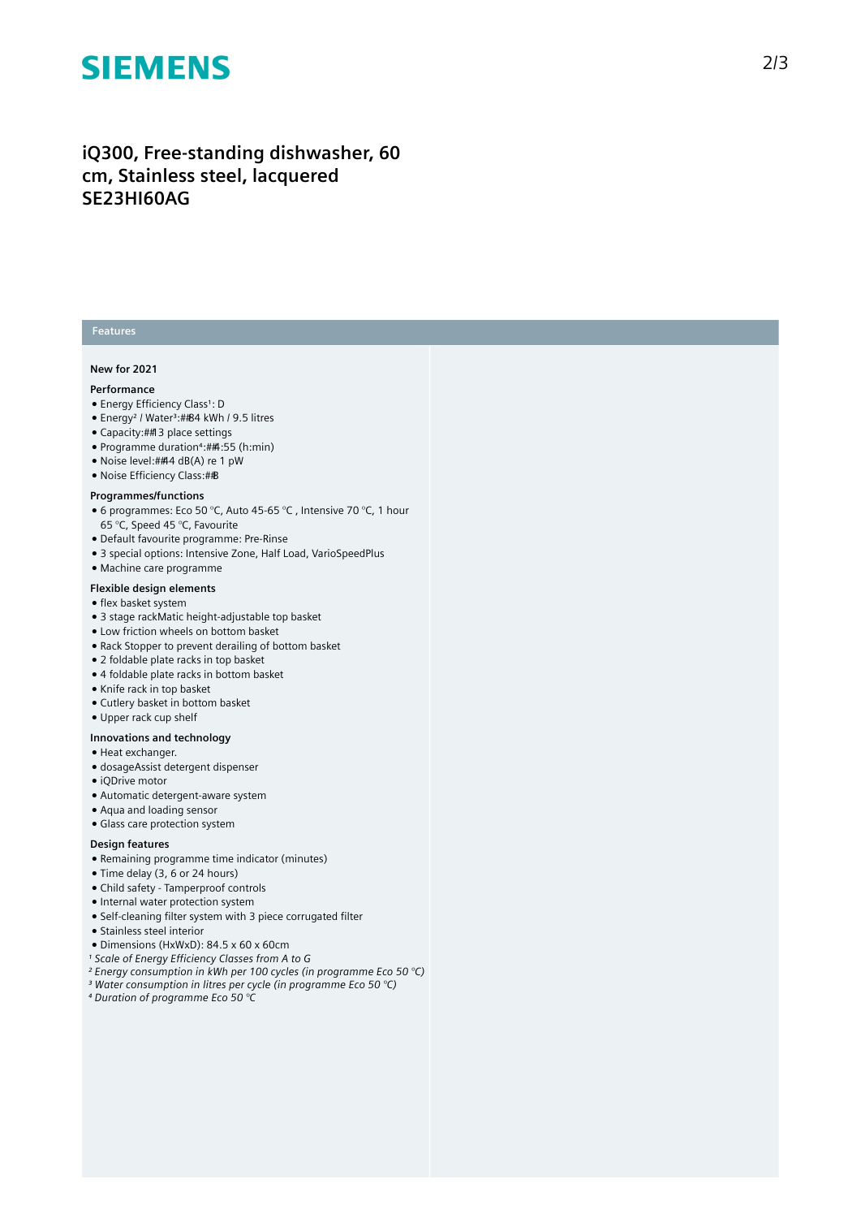# iQ300, Free-standing dishwasher, 60 cm, Stainless steel, lacquered SE23HI60AG

## Features

### New for 2021

#### Performance

- Energy Efficiency Class[1]: D
- Energy[2] / Water[3]:##84 kWh / 9.5 litres
- Capacity:##13 place settings
- Programme duration[4]:##4:55 (h:min)
- Noise level:##44 dB(A) re 1 pW
- Noise Efficiency Class:##B

#### Programmes/functions

- 6 programmes: Eco 50 °C, Auto 45-65 °C , Intensive 70 °C, 1 hour 65 °C, Speed 45 °C, Favourite
- Default favourite programme: Pre-Rinse
- 3 special options: Intensive Zone, Half Load, VarioSpeedPlus
- Machine care programme

#### Flexible design elements

- flex basket system
- 3 stage rackMatic height-adjustable top basket
- Low friction wheels on bottom basket
- Rack Stopper to prevent derailing of bottom basket
- 2 foldable plate racks in top basket
- 4 foldable plate racks in bottom basket
- Knife rack in top basket
- Cutlery basket in bottom basket
- Upper rack cup shelf

#### Innovations and technology

- Heat exchanger.
- dosageAssist detergent dispenser
- iQDrive motor
- Automatic detergent-aware system
- Aqua and loading sensor
- Glass care protection system

#### Design features

- Remaining programme time indicator (minutes)
- Time delay (3, 6 or 24 hours)
- Child safety - Tamperproof controls
- Internal water protection system
- Self-cleaning filter system with 3 piece corrugated filter
- Stainless steel interior
- Dimensions (HxWxD): 84.5 x 60 x 60cm

*[1] Scale of Energy Efficiency Classes from A to G*
*[2] Energy consumption in kWh per 100 cycles (in programme Eco 50 °C)*
*[3] Water consumption in litres per cycle (in programme Eco 50 °C)*
*[4] Duration of programme Eco 50 °C*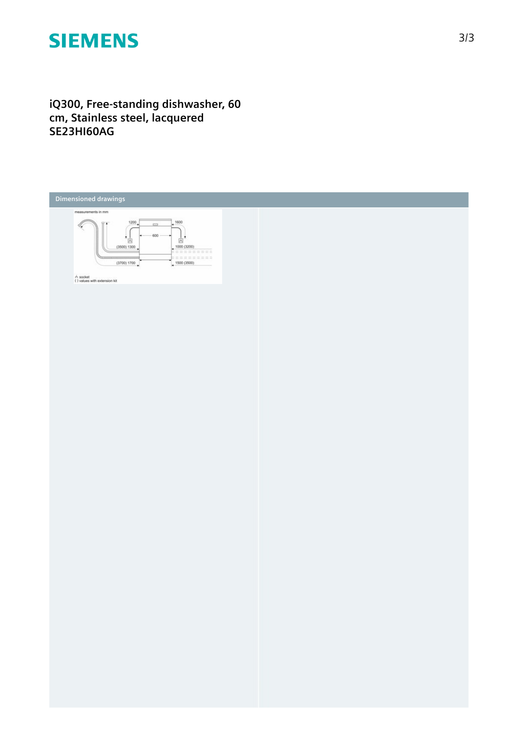# iQ300, Free-standing dishwasher, 60 cm, Stainless steel, lacquered
## SE23HI60AG

### Dimensioned drawings

measurements in mm

1200
1600
600
(3500) 1300
1000 (3200)
(3700) 1700
1500 (3500)

socket
( ) values with extension kit